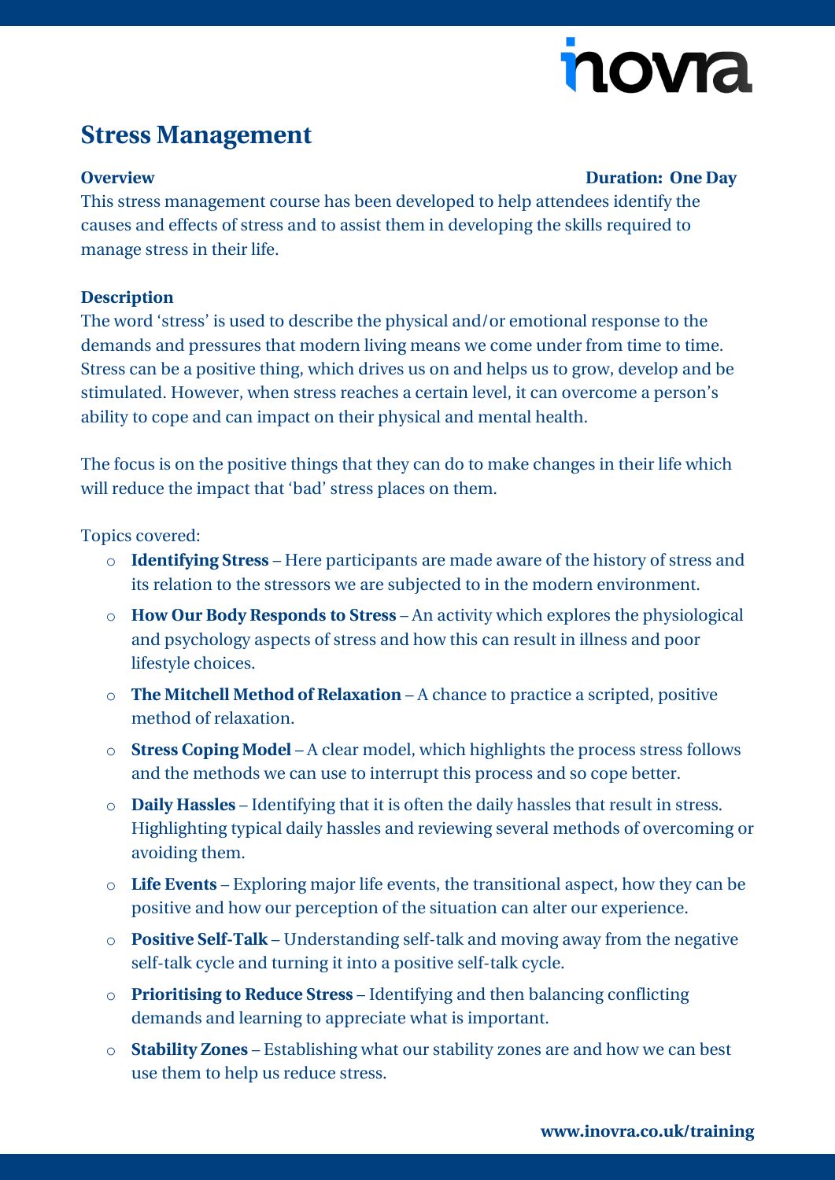inovra

# Stress Management

**Overview** **Duration: One Day**

This stress management course has been developed to help attendees identify the causes and effects of stress and to assist them in developing the skills required to manage stress in their life.

**Description**

The word 'stress' is used to describe the physical and/or emotional response to the demands and pressures that modern living means we come under from time to time. Stress can be a positive thing, which drives us on and helps us to grow, develop and be stimulated. However, when stress reaches a certain level, it can overcome a person's ability to cope and can impact on their physical and mental health.

The focus is on the positive things that they can do to make changes in their life which will reduce the impact that 'bad' stress places on them.

Topics covered:

- **Identifying Stress** – Here participants are made aware of the history of stress and its relation to the stressors we are subjected to in the modern environment.
- **How Our Body Responds to Stress** – An activity which explores the physiological and psychology aspects of stress and how this can result in illness and poor lifestyle choices.
- **The Mitchell Method of Relaxation** – A chance to practice a scripted, positive method of relaxation.
- **Stress Coping Model** – A clear model, which highlights the process stress follows and the methods we can use to interrupt this process and so cope better.
- **Daily Hassles** – Identifying that it is often the daily hassles that result in stress. Highlighting typical daily hassles and reviewing several methods of overcoming or avoiding them.
- **Life Events** – Exploring major life events, the transitional aspect, how they can be positive and how our perception of the situation can alter our experience.
- **Positive Self-Talk** – Understanding self-talk and moving away from the negative self-talk cycle and turning it into a positive self-talk cycle.
- **Prioritising to Reduce Stress** – Identifying and then balancing conflicting demands and learning to appreciate what is important.
- **Stability Zones** – Establishing what our stability zones are and how we can best use them to help us reduce stress.

**www.inovra.co.uk/training**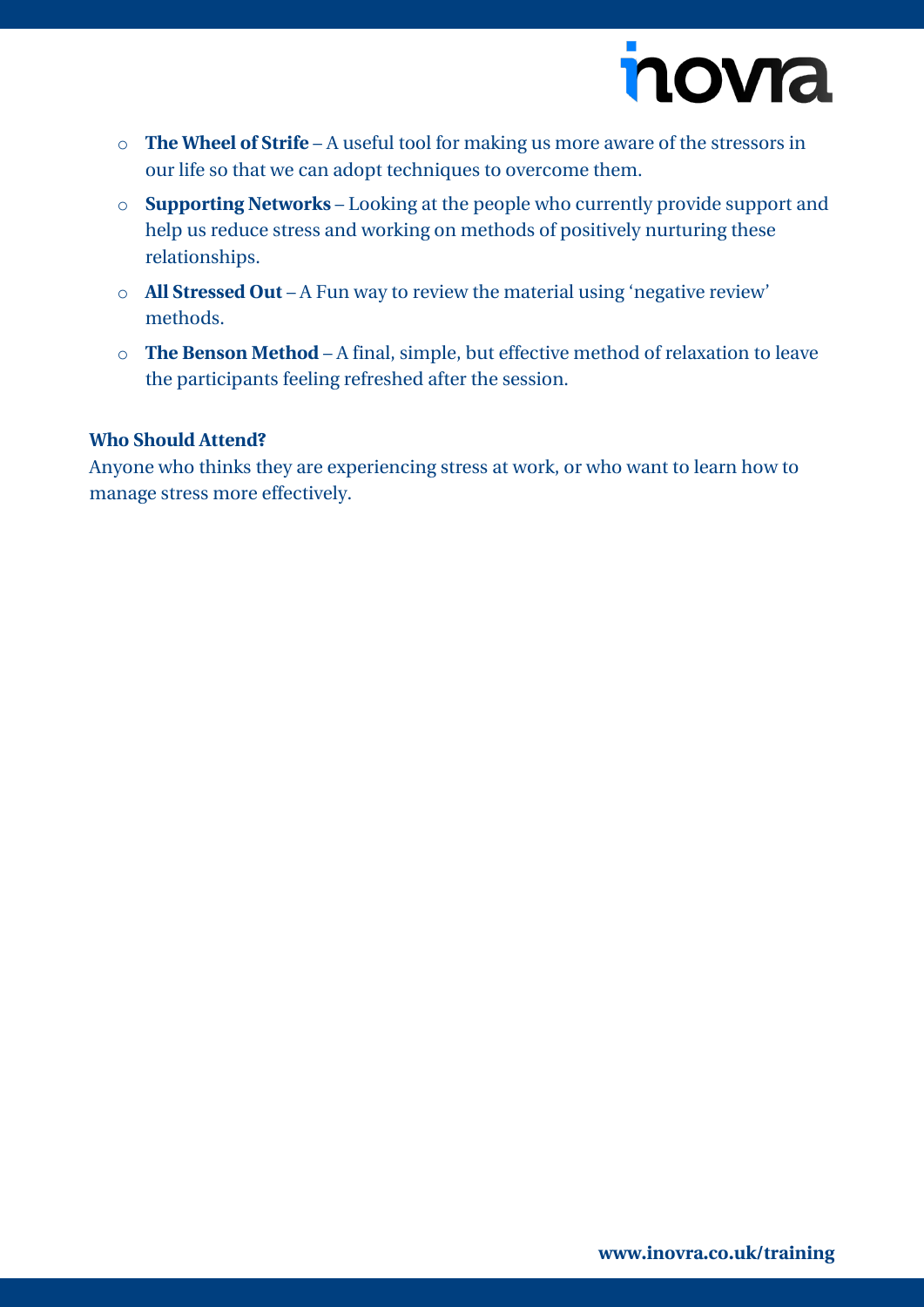- **The Wheel of Strife** – A useful tool for making us more aware of the stressors in our life so that we can adopt techniques to overcome them.
- **Supporting Networks** – Looking at the people who currently provide support and help us reduce stress and working on methods of positively nurturing these relationships.
- **All Stressed Out** – A Fun way to review the material using 'negative review' methods.
- **The Benson Method** – A final, simple, but effective method of relaxation to leave the participants feeling refreshed after the session.

**Who Should Attend?**

Anyone who thinks they are experiencing stress at work, or who want to learn how to manage stress more effectively.